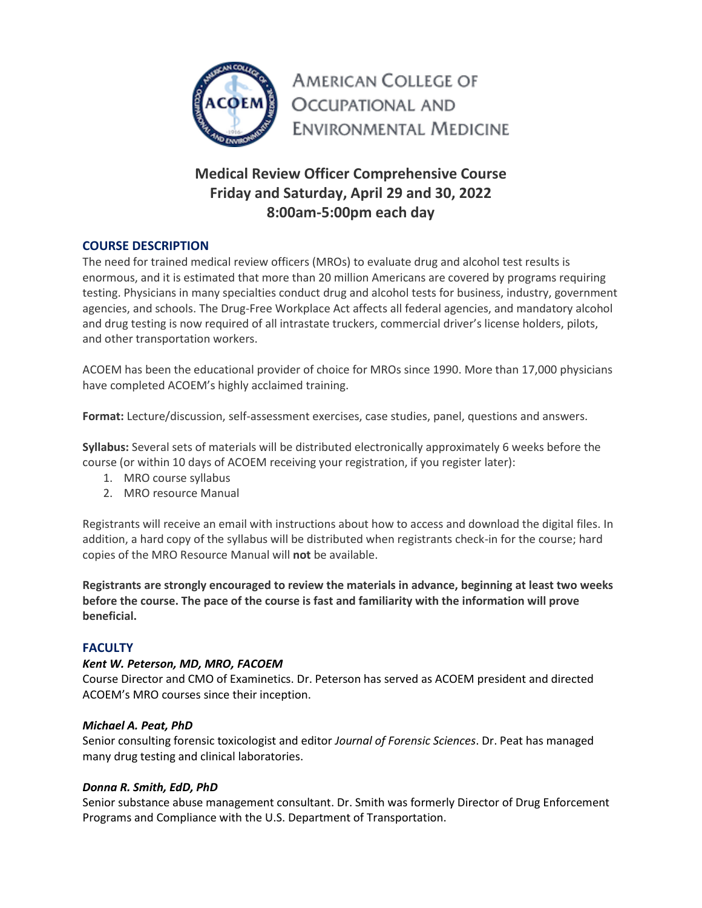American College of Occupational and Environmental Medicine

# Medical Review Officer Comprehensive Course
# Friday and Saturday, April 29 and 30, 2022
# 8:00am-5:00pm each day

## COURSE DESCRIPTION

The need for trained medical review officers (MROs) to evaluate drug and alcohol test results is enormous, and it is estimated that more than 20 million Americans are covered by programs requiring testing. Physicians in many specialties conduct drug and alcohol tests for business, industry, government agencies, and schools. The Drug-Free Workplace Act affects all federal agencies, and mandatory alcohol and drug testing is now required of all intrastate truckers, commercial driver's license holders, pilots, and other transportation workers.

ACOEM has been the educational provider of choice for MROs since 1990. More than 17,000 physicians have completed ACOEM's highly acclaimed training.

**Format:** Lecture/discussion, self-assessment exercises, case studies, panel, questions and answers.

**Syllabus:** Several sets of materials will be distributed electronically approximately 6 weeks before the course (or within 10 days of ACOEM receiving your registration, if you register later):

1. MRO course syllabus
2. MRO resource Manual

Registrants will receive an email with instructions about how to access and download the digital files. In addition, a hard copy of the syllabus will be distributed when registrants check-in for the course; hard copies of the MRO Resource Manual will **not** be available.

**Registrants are strongly encouraged to review the materials in advance, beginning at least two weeks before the course. The pace of the course is fast and familiarity with the information will prove beneficial.**

## FACULTY

### *Kent W. Peterson, MD, MRO, FACOEM*

Course Director and CMO of Examinetics. Dr. Peterson has served as ACOEM president and directed ACOEM's MRO courses since their inception.

### *Michael A. Peat, PhD*

Senior consulting forensic toxicologist and editor *Journal of Forensic Sciences*. Dr. Peat has managed many drug testing and clinical laboratories.

### *Donna R. Smith, EdD, PhD*

Senior substance abuse management consultant. Dr. Smith was formerly Director of Drug Enforcement Programs and Compliance with the U.S. Department of Transportation.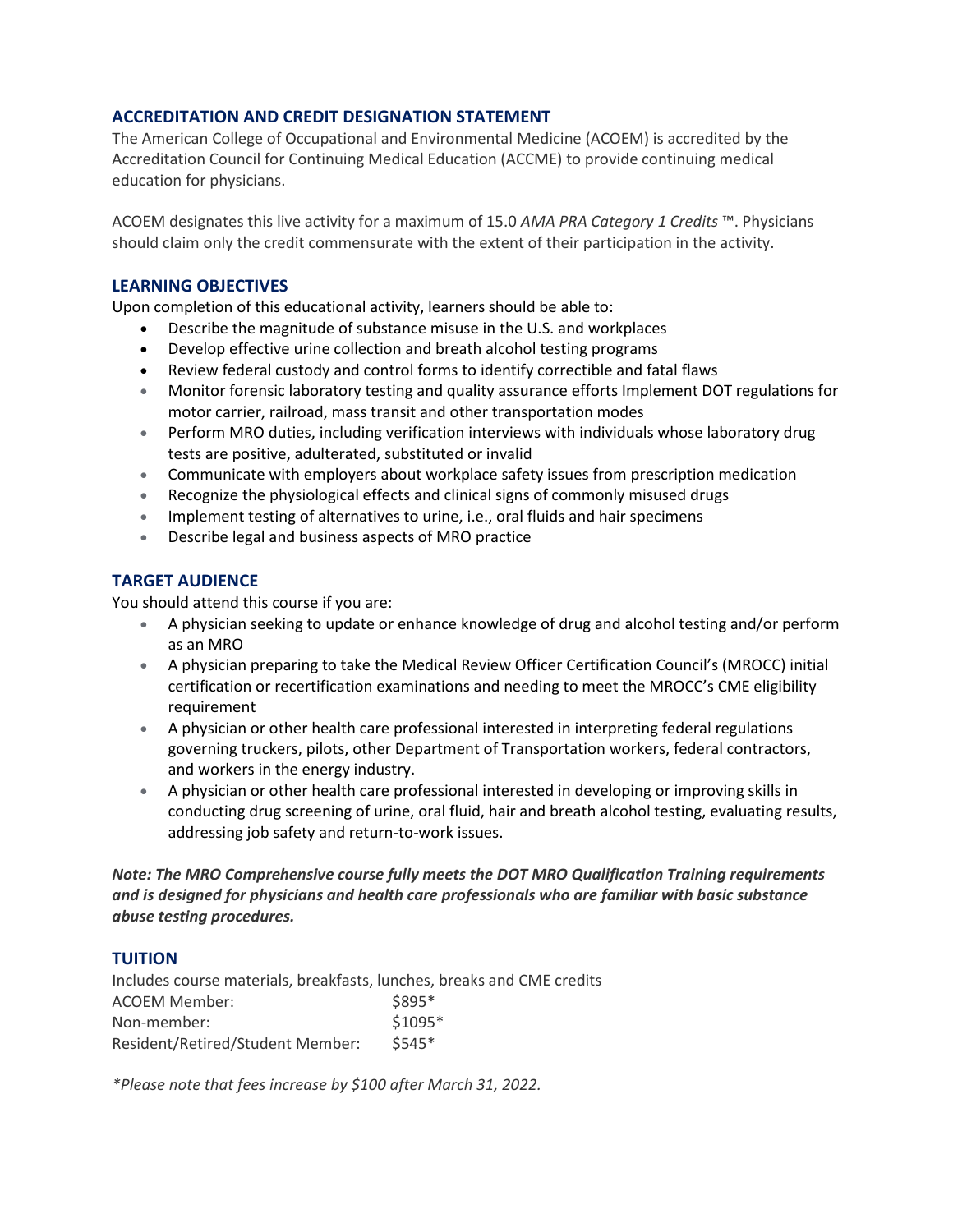## ACCREDITATION AND CREDIT DESIGNATION STATEMENT

The American College of Occupational and Environmental Medicine (ACOEM) is accredited by the Accreditation Council for Continuing Medical Education (ACCME) to provide continuing medical education for physicians.

ACOEM designates this live activity for a maximum of 15.0 *AMA PRA Category 1 Credits* ™. Physicians should claim only the credit commensurate with the extent of their participation in the activity.

## LEARNING OBJECTIVES

Upon completion of this educational activity, learners should be able to:

- Describe the magnitude of substance misuse in the U.S. and workplaces
- Develop effective urine collection and breath alcohol testing programs
- Review federal custody and control forms to identify correctible and fatal flaws
- Monitor forensic laboratory testing and quality assurance efforts Implement DOT regulations for motor carrier, railroad, mass transit and other transportation modes
- Perform MRO duties, including verification interviews with individuals whose laboratory drug tests are positive, adulterated, substituted or invalid
- Communicate with employers about workplace safety issues from prescription medication
- Recognize the physiological effects and clinical signs of commonly misused drugs
- Implement testing of alternatives to urine, i.e., oral fluids and hair specimens
- Describe legal and business aspects of MRO practice

## TARGET AUDIENCE

You should attend this course if you are:

- A physician seeking to update or enhance knowledge of drug and alcohol testing and/or perform as an MRO
- A physician preparing to take the Medical Review Officer Certification Council's (MROCC) initial certification or recertification examinations and needing to meet the MROCC's CME eligibility requirement
- A physician or other health care professional interested in interpreting federal regulations governing truckers, pilots, other Department of Transportation workers, federal contractors, and workers in the energy industry.
- A physician or other health care professional interested in developing or improving skills in conducting drug screening of urine, oral fluid, hair and breath alcohol testing, evaluating results, addressing job safety and return-to-work issues.

***Note: The MRO Comprehensive course fully meets the DOT MRO Qualification Training requirements and is designed for physicians and health care professionals who are familiar with basic substance abuse testing procedures.***

## TUITION

Includes course materials, breakfasts, lunches, breaks and CME credits

| | |
|---|---|
| ACOEM Member: | $895* |
| Non-member: | $1095* |
| Resident/Retired/Student Member: | $545* |

*\*Please note that fees increase by $100 after March 31, 2022.*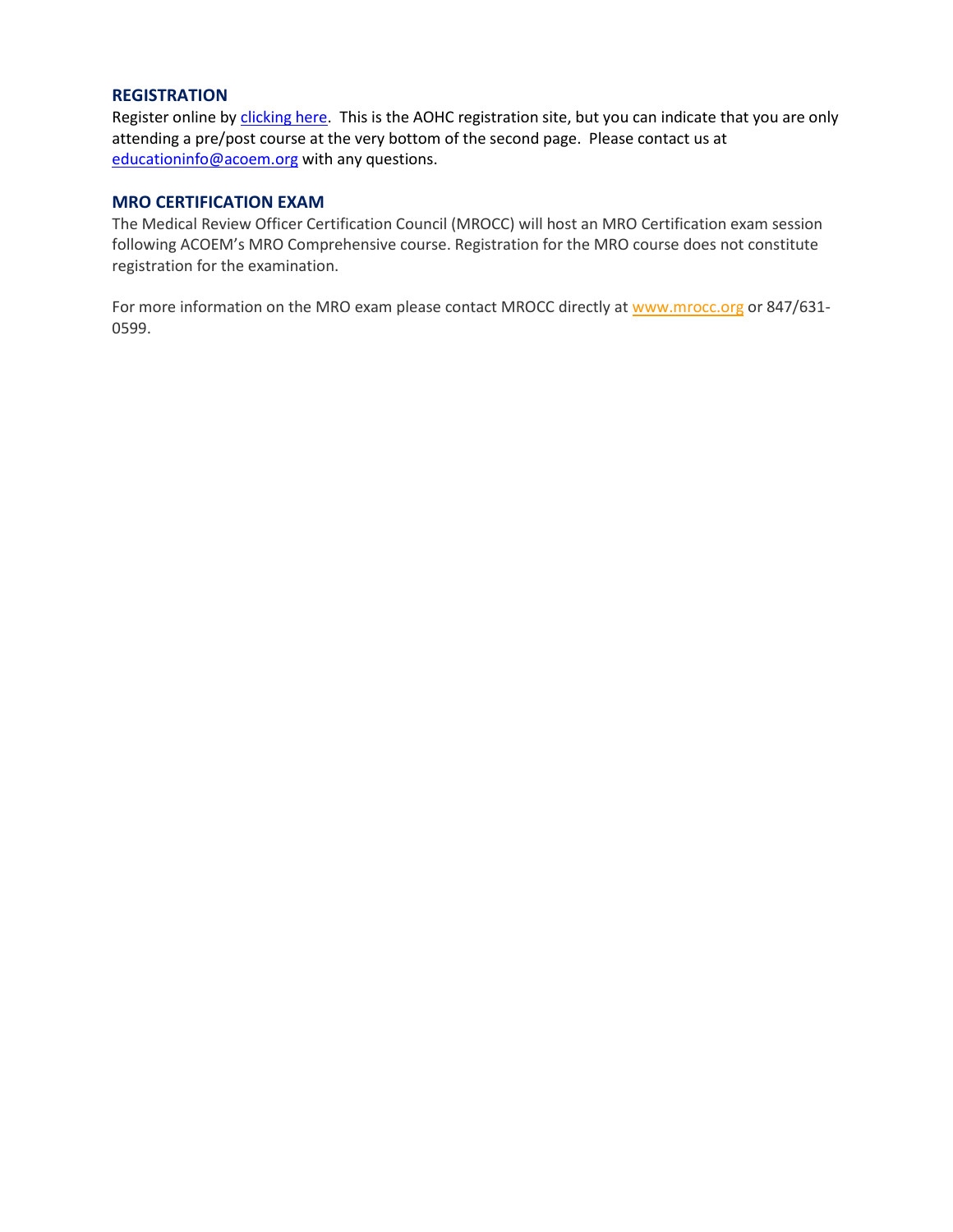## REGISTRATION

Register online by clicking here.  This is the AOHC registration site, but you can indicate that you are only attending a pre/post course at the very bottom of the second page.  Please contact us at educationinfo@acoem.org with any questions.

## MRO CERTIFICATION EXAM

The Medical Review Officer Certification Council (MROCC) will host an MRO Certification exam session following ACOEM's MRO Comprehensive course. Registration for the MRO course does not constitute registration for the examination.

For more information on the MRO exam please contact MROCC directly at www.mrocc.org or 847/631-0599.